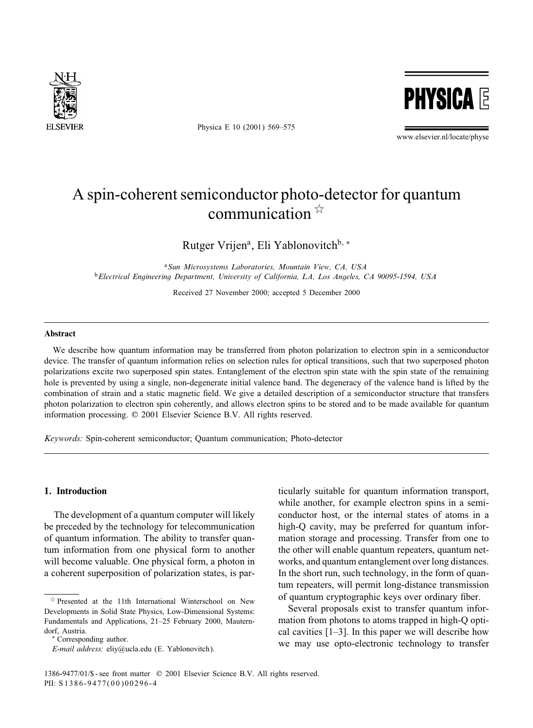# A spin-coherent semiconductor photo-detector for quantum communication ☆

Rutger Vrijen[a], Eli Yablonovitch[b,*]

[a] *Sun Microsystems Laboratories, Mountain View, CA, USA*

[b] *Electrical Engineering Department, University of California, LA, Los Angeles, CA 90095-1594, USA*

Received 27 November 2000; accepted 5 December 2000

## Abstract

We describe how quantum information may be transferred from photon polarization to electron spin in a semiconductor device. The transfer of quantum information relies on selection rules for optical transitions, such that two superposed photon polarizations excite two superposed spin states. Entanglement of the electron spin state with the spin state of the remaining hole is prevented by using a single, non-degenerate initial valence band. The degeneracy of the valence band is lifted by the combination of strain and a static magnetic field. We give a detailed description of a semiconductor structure that transfers photon polarization to electron spin coherently, and allows electron spins to be stored and to be made available for quantum information processing. © 2001 Elsevier Science B.V. All rights reserved.

*Keywords:* Spin-coherent semiconductor; Quantum communication; Photo-detector

## 1. Introduction

The development of a quantum computer will likely be preceded by the technology for telecommunication of quantum information. The ability to transfer quantum information from one physical form to another will become valuable. One physical form, a photon in a coherent superposition of polarization states, is particularly suitable for quantum information transport, while another, for example electron spins in a semiconductor host, or the internal states of atoms in a high-Q cavity, may be preferred for quantum information storage and processing. Transfer from one to the other will enable quantum repeaters, quantum networks, and quantum entanglement over long distances. In the short run, such technology, in the form of quantum repeaters, will permit long-distance transmission of quantum cryptographic keys over ordinary fiber.

Several proposals exist to transfer quantum information from photons to atoms trapped in high-Q optical cavities [1–3]. In this paper we will describe how we may use opto-electronic technology to transfer

☆ Presented at the 11th International Winterschool on New Developments in Solid State Physics, Low-Dimensional Systems: Fundamentals and Applications, 21–25 February 2000, Mauterndorf, Austria.

\* Corresponding author.

*E-mail address:* eliy@ucla.edu (E. Yablonovitch).

1386-9477/01/$ - see front matter © 2001 Elsevier Science B.V. All rights reserved.
PII: S1386-9477(00)00296-4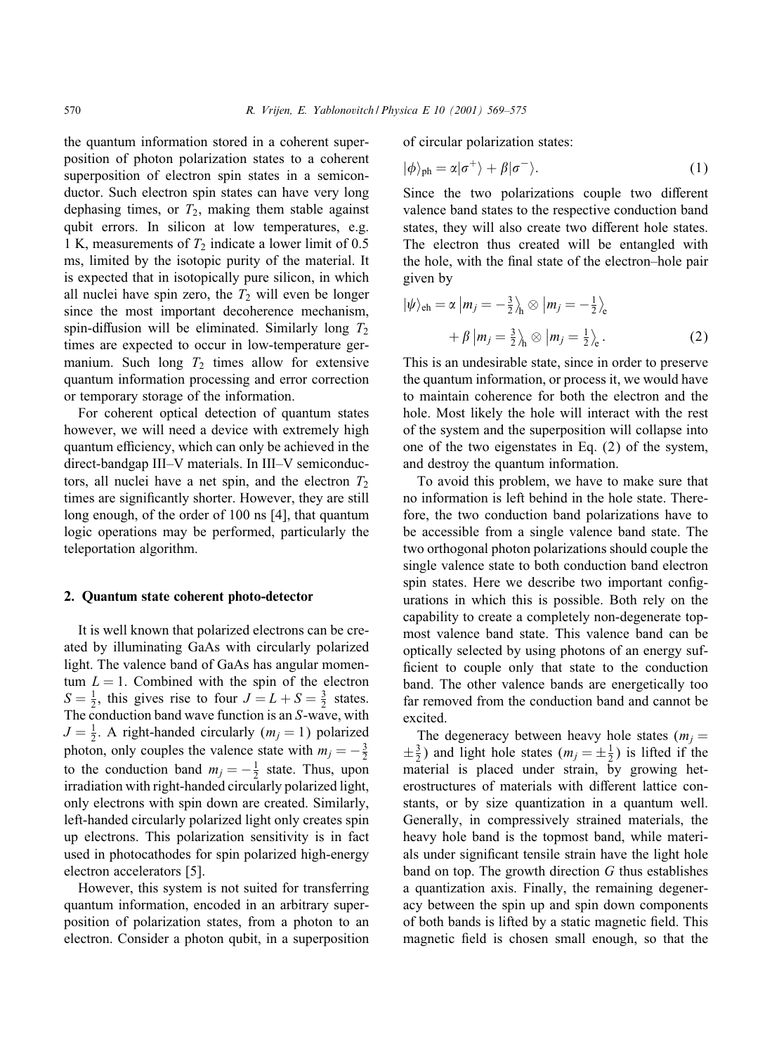the quantum information stored in a coherent superposition of photon polarization states to a coherent superposition of electron spin states in a semiconductor. Such electron spin states can have very long dephasing times, or $T_2$, making them stable against qubit errors. In silicon at low temperatures, e.g. 1 K, measurements of $T_2$ indicate a lower limit of 0.5 ms, limited by the isotopic purity of the material. It is expected that in isotopically pure silicon, in which all nuclei have spin zero, the $T_2$ will even be longer since the most important decoherence mechanism, spin-diffusion will be eliminated. Similarly long $T_2$ times are expected to occur in low-temperature germanium. Such long $T_2$ times allow for extensive quantum information processing and error correction or temporary storage of the information.

For coherent optical detection of quantum states however, we will need a device with extremely high quantum efficiency, which can only be achieved in the direct-bandgap III–V materials. In III–V semiconductors, all nuclei have a net spin, and the electron $T_2$ times are significantly shorter. However, they are still long enough, of the order of 100 ns [4], that quantum logic operations may be performed, particularly the teleportation algorithm.

## 2. Quantum state coherent photo-detector

It is well known that polarized electrons can be created by illuminating GaAs with circularly polarized light. The valence band of GaAs has angular momentum $L = 1$. Combined with the spin of the electron $S = \frac{1}{2}$, this gives rise to four $J = L + S = \frac{3}{2}$ states. The conduction band wave function is an $S$-wave, with $J = \frac{1}{2}$. A right-handed circularly ($m_j = 1$) polarized photon, only couples the valence state with $m_j = -\frac{3}{2}$ to the conduction band $m_j = -\frac{1}{2}$ state. Thus, upon irradiation with right-handed circularly polarized light, only electrons with spin down are created. Similarly, left-handed circularly polarized light only creates spin up electrons. This polarization sensitivity is in fact used in photocathodes for spin polarized high-energy electron accelerators [5].

However, this system is not suited for transferring quantum information, encoded in an arbitrary superposition of polarization states, from a photon to an electron. Consider a photon qubit, in a superposition of circular polarization states:

$$|\phi\rangle_{\text{ph}} = \alpha|\sigma^{+}\rangle + \beta|\sigma^{-}\rangle. \tag{1}$$

Since the two polarizations couple two different valence band states to the respective conduction band states, they will also create two different hole states. The electron thus created will be entangled with the hole, with the final state of the electron–hole pair given by

$$|\psi\rangle_{\text{eh}} = \alpha \left|m_j = -\tfrac{3}{2}\right\rangle_{\text{h}} \otimes \left|m_j = -\tfrac{1}{2}\right\rangle_{\text{e}} + \beta \left|m_j = \tfrac{3}{2}\right\rangle_{\text{h}} \otimes \left|m_j = \tfrac{1}{2}\right\rangle_{\text{e}}. \tag{2}$$

This is an undesirable state, since in order to preserve the quantum information, or process it, we would have to maintain coherence for both the electron and the hole. Most likely the hole will interact with the rest of the system and the superposition will collapse into one of the two eigenstates in Eq. (2) of the system, and destroy the quantum information.

To avoid this problem, we have to make sure that no information is left behind in the hole state. Therefore, the two conduction band polarizations have to be accessible from a single valence band state. The two orthogonal photon polarizations should couple the single valence state to both conduction band electron spin states. Here we describe two important configurations in which this is possible. Both rely on the capability to create a completely non-degenerate topmost valence band state. This valence band can be optically selected by using photons of an energy sufficient to couple only that state to the conduction band. The other valence bands are energetically too far removed from the conduction band and cannot be excited.

The degeneracy between heavy hole states ($m_j = \pm\frac{3}{2}$) and light hole states ($m_j = \pm\frac{1}{2}$) is lifted if the material is placed under strain, by growing heterostructures of materials with different lattice constants, or by size quantization in a quantum well. Generally, in compressively strained materials, the heavy hole band is the topmost band, while materials under significant tensile strain have the light hole band on top. The growth direction $G$ thus establishes a quantization axis. Finally, the remaining degeneracy between the spin up and spin down components of both bands is lifted by a static magnetic field. This magnetic field is chosen small enough, so that the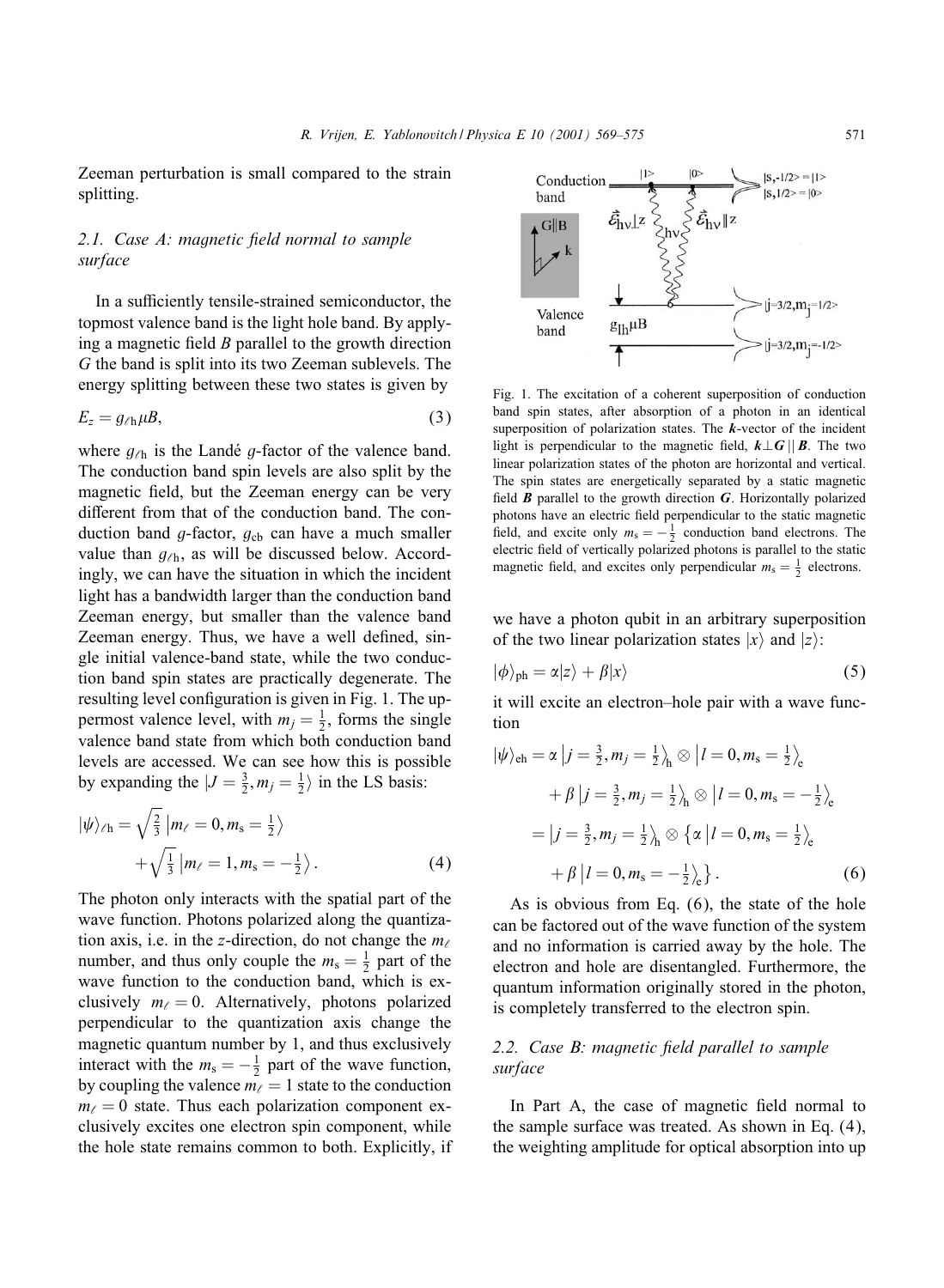Zeeman perturbation is small compared to the strain splitting.

### 2.1. Case A: magnetic field normal to sample surface

In a sufficiently tensile-strained semiconductor, the topmost valence band is the light hole band. By applying a magnetic field $B$ parallel to the growth direction $G$ the band is split into its two Zeeman sublevels. The energy splitting between these two states is given by

$$E_z = g_{\ell h}\mu B, \tag{3}$$

where $g_{\ell h}$ is the Landé $g$-factor of the valence band. The conduction band spin levels are also split by the magnetic field, but the Zeeman energy can be very different from that of the conduction band. The conduction band $g$-factor, $g_{cb}$ can have a much smaller value than $g_{\ell h}$, as will be discussed below. Accordingly, we can have the situation in which the incident light has a bandwidth larger than the conduction band Zeeman energy, but smaller than the valence band Zeeman energy. Thus, we have a well defined, single initial valence-band state, while the two conduction band spin states are practically degenerate. The resulting level configuration is given in Fig. 1. The uppermost valence level, with $m_j = \frac{1}{2}$, forms the single valence band state from which both conduction band levels are accessed. We can see how this is possible by expanding the $|J = \frac{3}{2}, m_j = \frac{1}{2}\rangle$ in the LS basis:

$$|\psi\rangle_{\ell h} = \sqrt{\tfrac{2}{3}}\left|m_\ell = 0, m_s = \tfrac{1}{2}\right\rangle + \sqrt{\tfrac{1}{3}}\left|m_\ell = 1, m_s = -\tfrac{1}{2}\right\rangle. \tag{4}$$

The photon only interacts with the spatial part of the wave function. Photons polarized along the quantization axis, i.e. in the $z$-direction, do not change the $m_\ell$ number, and thus only couple the $m_s = \frac{1}{2}$ part of the wave function to the conduction band, which is exclusively $m_\ell = 0$. Alternatively, photons polarized perpendicular to the quantization axis change the magnetic quantum number by 1, and thus exclusively interact with the $m_s = -\frac{1}{2}$ part of the wave function, by coupling the valence $m_\ell = 1$ state to the conduction $m_\ell = 0$ state. Thus each polarization component exclusively excites one electron spin component, while the hole state remains common to both. Explicitly, if

Fig. 1. The excitation of a coherent superposition of conduction band spin states, after absorption of a photon in an identical superposition of polarization states. The $\boldsymbol{k}$-vector of the incident light is perpendicular to the magnetic field, $\boldsymbol{k} \perp \boldsymbol{G} \parallel \boldsymbol{B}$. The two linear polarization states of the photon are horizontal and vertical. The spin states are energetically separated by a static magnetic field $\boldsymbol{B}$ parallel to the growth direction $\boldsymbol{G}$. Horizontally polarized photons have an electric field perpendicular to the static magnetic field, and excite only $m_s = -\frac{1}{2}$ conduction band electrons. The electric field of vertically polarized photons is parallel to the static magnetic field, and excites only perpendicular $m_s = \frac{1}{2}$ electrons.

we have a photon qubit in an arbitrary superposition of the two linear polarization states $|x\rangle$ and $|z\rangle$:

$$|\phi\rangle_{ph} = \alpha|z\rangle + \beta|x\rangle \tag{5}$$

it will excite an electron–hole pair with a wave function

$$\begin{aligned}|\psi\rangle_{eh} &= \alpha\left|j = \tfrac{3}{2}, m_j = \tfrac{1}{2}\right\rangle_h \otimes \left|l = 0, m_s = \tfrac{1}{2}\right\rangle_e \\ &\quad + \beta\left|j = \tfrac{3}{2}, m_j = \tfrac{1}{2}\right\rangle_h \otimes \left|l = 0, m_s = -\tfrac{1}{2}\right\rangle_e \\ &= \left|j = \tfrac{3}{2}, m_j = \tfrac{1}{2}\right\rangle_h \otimes \left\{\alpha\left|l = 0, m_s = \tfrac{1}{2}\right\rangle_e \right. \\ &\quad \left. + \beta\left|l = 0, m_s = -\tfrac{1}{2}\right\rangle_e\right\}.\end{aligned} \tag{6}$$

As is obvious from Eq. (6), the state of the hole can be factored out of the wave function of the system and no information is carried away by the hole. The electron and hole are disentangled. Furthermore, the quantum information originally stored in the photon, is completely transferred to the electron spin.

### 2.2. Case B: magnetic field parallel to sample surface

In Part A, the case of magnetic field normal to the sample surface was treated. As shown in Eq. (4), the weighting amplitude for optical absorption into up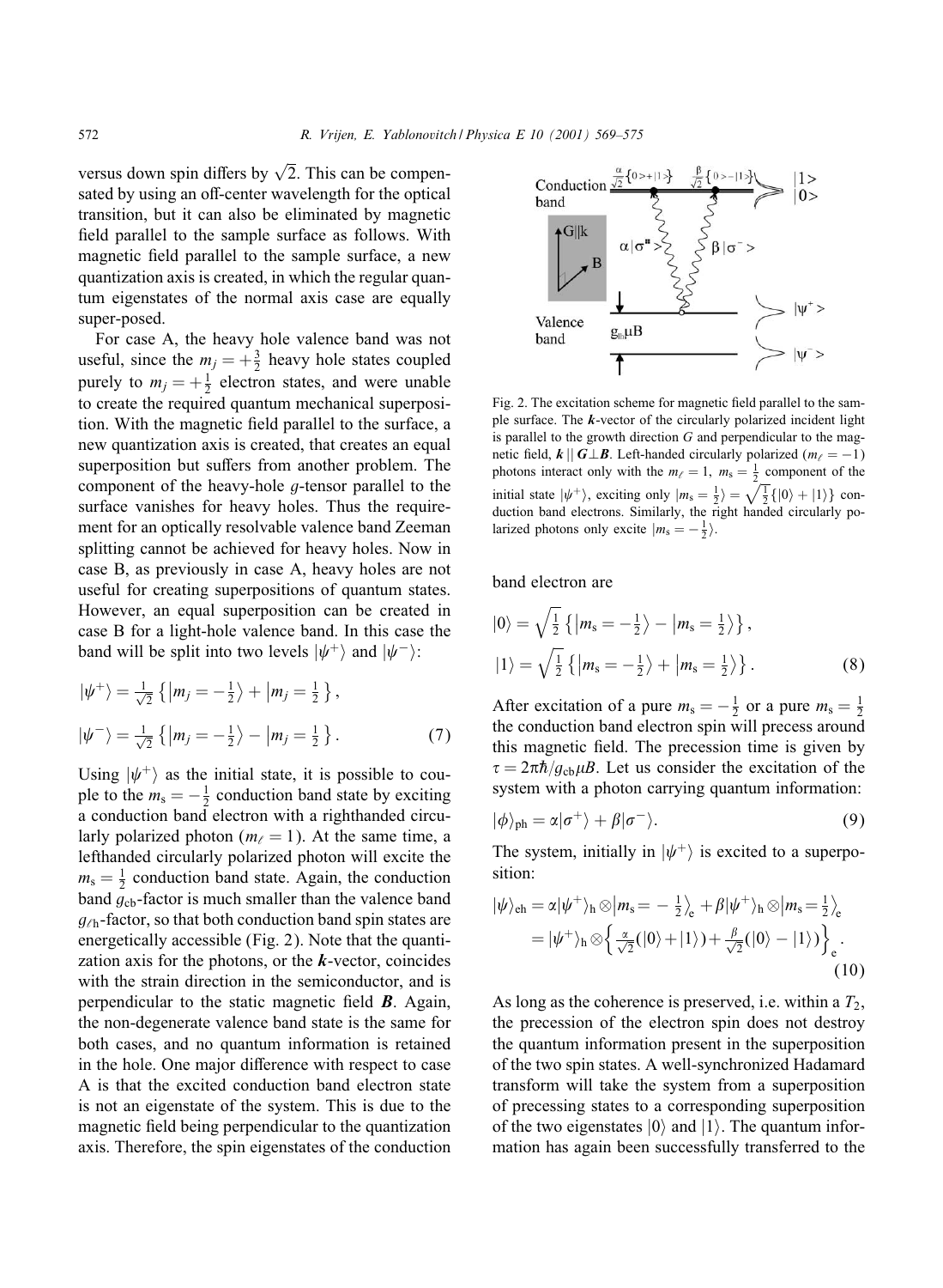versus down spin differs by $\sqrt{2}$. This can be compensated by using an off-center wavelength for the optical transition, but it can also be eliminated by magnetic field parallel to the sample surface as follows. With magnetic field parallel to the sample surface, a new quantization axis is created, in which the regular quantum eigenstates of the normal axis case are equally super-posed.

For case A, the heavy hole valence band was not useful, since the $m_j = +\frac{3}{2}$ heavy hole states coupled purely to $m_j = +\frac{1}{2}$ electron states, and were unable to create the required quantum mechanical superposition. With the magnetic field parallel to the surface, a new quantization axis is created, that creates an equal superposition but suffers from another problem. The component of the heavy-hole $g$-tensor parallel to the surface vanishes for heavy holes. Thus the requirement for an optically resolvable valence band Zeeman splitting cannot be achieved for heavy holes. Now in case B, as previously in case A, heavy holes are not useful for creating superpositions of quantum states. However, an equal superposition can be created in case B for a light-hole valence band. In this case the band will be split into two levels $|\psi^+\rangle$ and $|\psi^-\rangle$:

$$|\psi^+\rangle = \tfrac{1}{\sqrt{2}}\left\{\left|m_j = -\tfrac{1}{2}\right\rangle + \left|m_j = \tfrac{1}{2}\right\rangle\right\},$$

$$|\psi^-\rangle = \tfrac{1}{\sqrt{2}}\left\{\left|m_j = -\tfrac{1}{2}\right\rangle - \left|m_j = \tfrac{1}{2}\right\rangle\right\}. \tag{7}$$

Using $|\psi^+\rangle$ as the initial state, it is possible to couple to the $m_s = -\frac{1}{2}$ conduction band state by exciting a conduction band electron with a righthanded circularly polarized photon ($m_\ell = 1$). At the same time, a lefthanded circularly polarized photon will excite the $m_s = \frac{1}{2}$ conduction band state. Again, the conduction band $g_{cb}$-factor is much smaller than the valence band $g_{\ell h}$-factor, so that both conduction band spin states are energetically accessible (Fig. 2). Note that the quantization axis for the photons, or the $\boldsymbol{k}$-vector, coincides with the strain direction in the semiconductor, and is perpendicular to the static magnetic field $\boldsymbol{B}$. Again, the non-degenerate valence band state is the same for both cases, and no quantum information is retained in the hole. One major difference with respect to case A is that the excited conduction band electron state is not an eigenstate of the system. This is due to the magnetic field being perpendicular to the quantization axis. Therefore, the spin eigenstates of the conduction band electron are

$$|0\rangle = \sqrt{\tfrac{1}{2}}\left\{\left|m_s = -\tfrac{1}{2}\right\rangle - \left|m_s = \tfrac{1}{2}\right\rangle\right\},$$

$$|1\rangle = \sqrt{\tfrac{1}{2}}\left\{\left|m_s = -\tfrac{1}{2}\right\rangle + \left|m_s = \tfrac{1}{2}\right\rangle\right\}. \tag{8}$$

Fig. 2. The excitation scheme for magnetic field parallel to the sample surface. The $\boldsymbol{k}$-vector of the circularly polarized incident light is parallel to the growth direction $G$ and perpendicular to the magnetic field, $\boldsymbol{k} \parallel \boldsymbol{G} \perp \boldsymbol{B}$. Left-handed circularly polarized ($m_\ell = -1$) photons interact only with the $m_\ell = 1$, $m_s = \frac{1}{2}$ component of the initial state $|\psi^+\rangle$, exciting only $|m_s = \frac{1}{2}\rangle = \sqrt{\frac{1}{2}}\{|0\rangle + |1\rangle\}$ conduction band electrons. Similarly, the right handed circularly polarized photons only excite $|m_s = -\frac{1}{2}\rangle$.

After excitation of a pure $m_s = -\frac{1}{2}$ or a pure $m_s = \frac{1}{2}$ the conduction band electron spin will precess around this magnetic field. The precession time is given by $\tau = 2\pi\hbar/g_{cb}\mu B$. Let us consider the excitation of the system with a photon carrying quantum information:

$$|\phi\rangle_{ph} = \alpha|\sigma^+\rangle + \beta|\sigma^-\rangle. \tag{9}$$

The system, initially in $|\psi^+\rangle$ is excited to a superposition:

$$|\psi\rangle_{eh} = \alpha|\psi^+\rangle_h \otimes \left|m_s = -\tfrac{1}{2}\right\rangle_e + \beta|\psi^+\rangle_h \otimes \left|m_s = \tfrac{1}{2}\right\rangle_e$$
$$= |\psi^+\rangle_h \otimes \left\{\tfrac{\alpha}{\sqrt{2}}(|0\rangle + |1\rangle) + \tfrac{\beta}{\sqrt{2}}(|0\rangle - |1\rangle)\right\}_e. \tag{10}$$

As long as the coherence is preserved, i.e. within a $T_2$, the precession of the electron spin does not destroy the quantum information present in the superposition of the two spin states. A well-synchronized Hadamard transform will take the system from a superposition of precessing states to a corresponding superposition of the two eigenstates $|0\rangle$ and $|1\rangle$. The quantum information has again been successfully transferred to the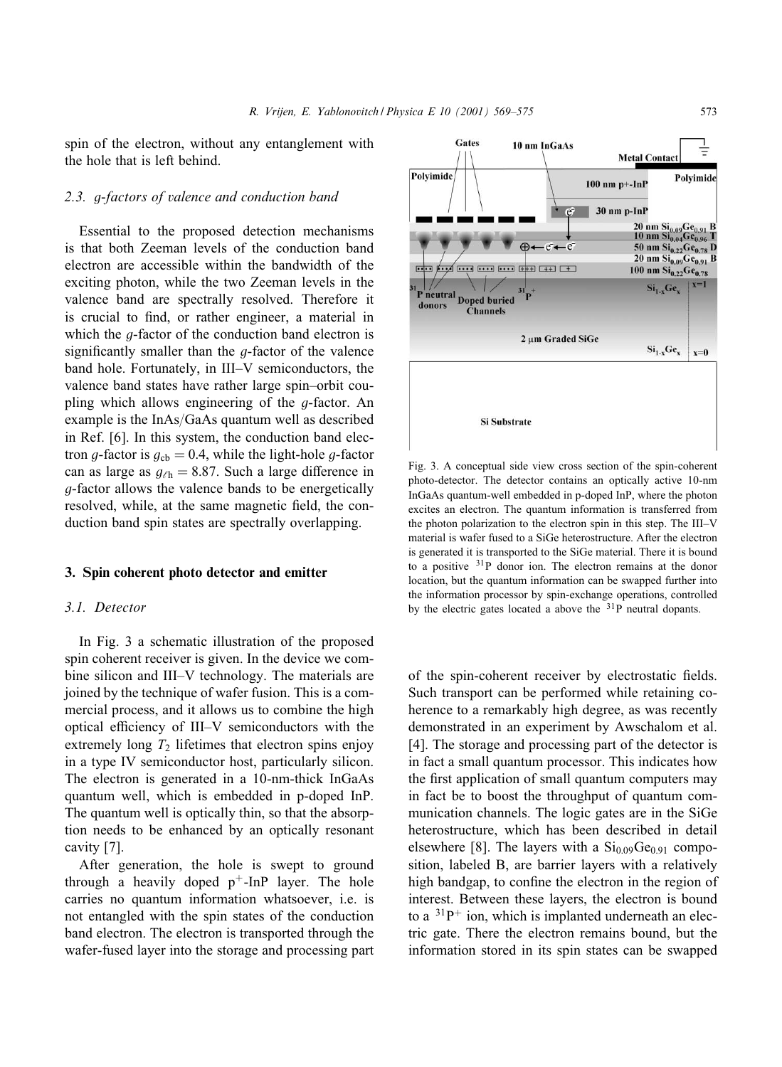spin of the electron, without any entanglement with the hole that is left behind.

### 2.3. g-factors of valence and conduction band

Essential to the proposed detection mechanisms is that both Zeeman levels of the conduction band electron are accessible within the bandwidth of the exciting photon, while the two Zeeman levels in the valence band are spectrally resolved. Therefore it is crucial to find, or rather engineer, a material in which the *g*-factor of the conduction band electron is significantly smaller than the *g*-factor of the valence band hole. Fortunately, in III–V semiconductors, the valence band states have rather large spin–orbit coupling which allows engineering of the *g*-factor. An example is the InAs/GaAs quantum well as described in Ref. [6]. In this system, the conduction band electron *g*-factor is $g_{cb} = 0.4$, while the light-hole *g*-factor can as large as $g_{\ell h} = 8.87$. Such a large difference in *g*-factor allows the valence bands to be energetically resolved, while, at the same magnetic field, the conduction band spin states are spectrally overlapping.

## 3. Spin coherent photo detector and emitter

### 3.1. Detector

In Fig. 3 a schematic illustration of the proposed spin coherent receiver is given. In the device we combine silicon and III–V technology. The materials are joined by the technique of wafer fusion. This is a commercial process, and it allows us to combine the high optical efficiency of III–V semiconductors with the extremely long $T_2$ lifetimes that electron spins enjoy in a type IV semiconductor host, particularly silicon. The electron is generated in a 10-nm-thick InGaAs quantum well, which is embedded in p-doped InP. The quantum well is optically thin, so that the absorption needs to be enhanced by an optically resonant cavity [7].

After generation, the hole is swept to ground through a heavily doped $p^+$-InP layer. The hole carries no quantum information whatsoever, i.e. is not entangled with the spin states of the conduction band electron. The electron is transported through the wafer-fused layer into the storage and processing part of the spin-coherent receiver by electrostatic fields. Such transport can be performed while retaining coherence to a remarkably high degree, as was recently demonstrated in an experiment by Awschalom et al. [4]. The storage and processing part of the detector is in fact a small quantum processor. This indicates how the first application of small quantum computers may in fact be to boost the throughput of quantum communication channels. The logic gates are in the SiGe heterostructure, which has been described in detail elsewhere [8]. The layers with a $Si_{0.09}Ge_{0.91}$ composition, labeled B, are barrier layers with a relatively high bandgap, to confine the electron in the region of interest. Between these layers, the electron is bound to a $^{31}P^{+}$ ion, which is implanted underneath an electric gate. There the electron remains bound, but the information stored in its spin states can be swapped

Fig. 3. A conceptual side view cross section of the spin-coherent photo-detector. The detector contains an optically active 10-nm InGaAs quantum-well embedded in p-doped InP, where the photon excites an electron. The quantum information is transferred from the photon polarization to the electron spin in this step. The III–V material is wafer fused to a SiGe heterostructure. After the electron is generated it is transported to the SiGe material. There it is bound to a positive $^{31}P$ donor ion. The electron remains at the donor location, but the quantum information can be swapped further into the information processor by spin-exchange operations, controlled by the electric gates located a above the $^{31}P$ neutral dopants.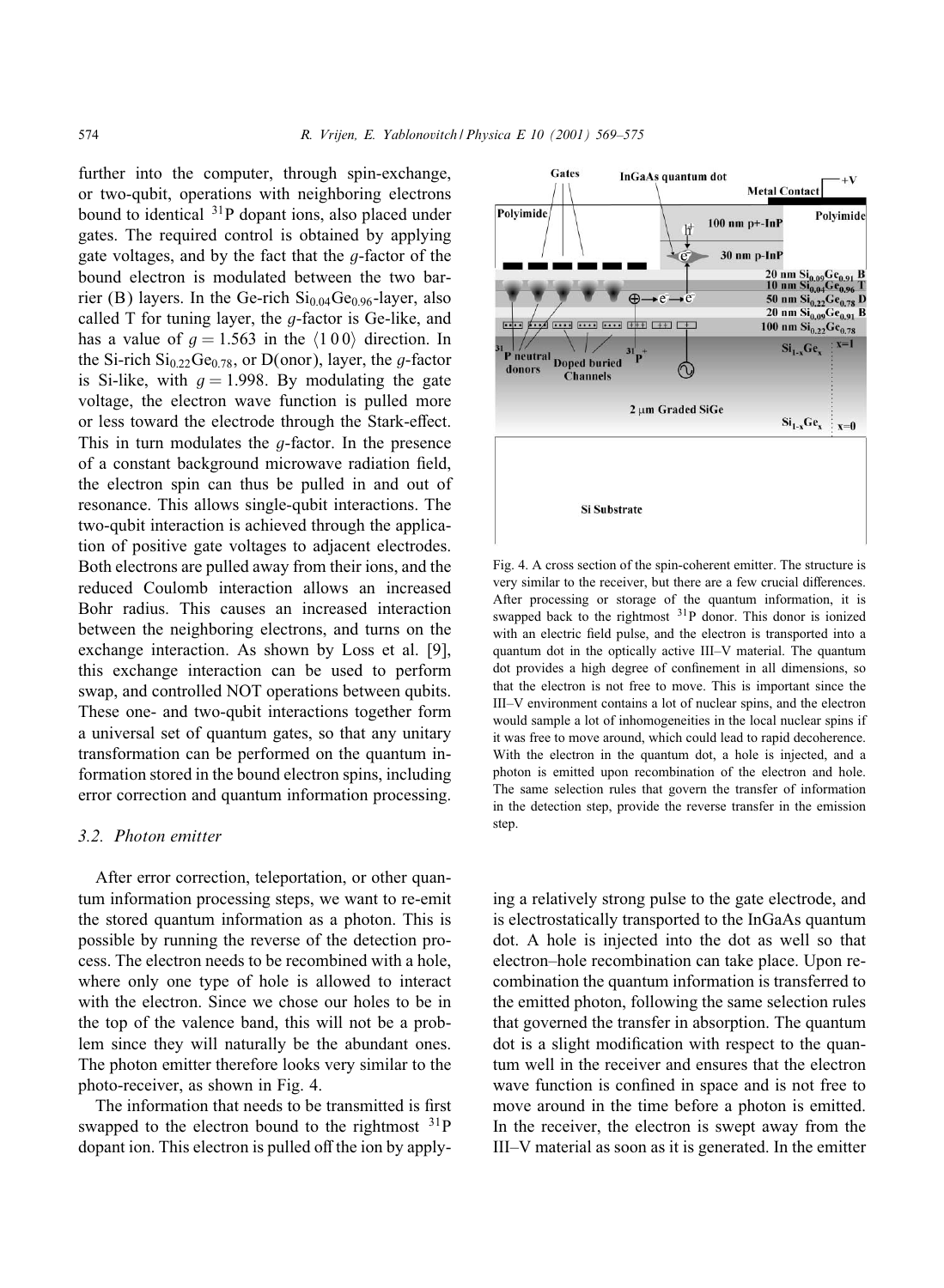further into the computer, through spin-exchange, or two-qubit, operations with neighboring electrons bound to identical $^{31}$P dopant ions, also placed under gates. The required control is obtained by applying gate voltages, and by the fact that the $g$-factor of the bound electron is modulated between the two barrier (B) layers. In the Ge-rich $Si_{0.04}Ge_{0.96}$-layer, also called T for tuning layer, the $g$-factor is Ge-like, and has a value of $g = 1.563$ in the $\langle 1\,0\,0\rangle$ direction. In the Si-rich $Si_{0.22}Ge_{0.78}$, or D(onor), layer, the $g$-factor is Si-like, with $g = 1.998$. By modulating the gate voltage, the electron wave function is pulled more or less toward the electrode through the Stark-effect. This in turn modulates the $g$-factor. In the presence of a constant background microwave radiation field, the electron spin can thus be pulled in and out of resonance. This allows single-qubit interactions. The two-qubit interaction is achieved through the application of positive gate voltages to adjacent electrodes. Both electrons are pulled away from their ions, and the reduced Coulomb interaction allows an increased Bohr radius. This causes an increased interaction between the neighboring electrons, and turns on the exchange interaction. As shown by Loss et al. [9], this exchange interaction can be used to perform swap, and controlled NOT operations between qubits. These one- and two-qubit interactions together form a universal set of quantum gates, so that any unitary transformation can be performed on the quantum information stored in the bound electron spins, including error correction and quantum information processing.

### 3.2. Photon emitter

After error correction, teleportation, or other quantum information processing steps, we want to re-emit the stored quantum information as a photon. This is possible by running the reverse of the detection process. The electron needs to be recombined with a hole, where only one type of hole is allowed to interact with the electron. Since we chose our holes to be in the top of the valence band, this will not be a problem since they will naturally be the abundant ones. The photon emitter therefore looks very similar to the photo-receiver, as shown in Fig. 4.

The information that needs to be transmitted is first swapped to the electron bound to the rightmost $^{31}$P dopant ion. This electron is pulled off the ion by applying a relatively strong pulse to the gate electrode, and is electrostatically transported to the InGaAs quantum dot. A hole is injected into the dot as well so that electron–hole recombination can take place. Upon recombination the quantum information is transferred to the emitted photon, following the same selection rules that governed the transfer in absorption. The quantum dot is a slight modification with respect to the quantum well in the receiver and ensures that the electron wave function is confined in space and is not free to move around in the time before a photon is emitted. In the receiver, the electron is swept away from the III–V material as soon as it is generated. In the emitter

Fig. 4. A cross section of the spin-coherent emitter. The structure is very similar to the receiver, but there are a few crucial differences. After processing or storage of the quantum information, it is swapped back to the rightmost $^{31}$P donor. This donor is ionized with an electric field pulse, and the electron is transported into a quantum dot in the optically active III–V material. The quantum dot provides a high degree of confinement in all dimensions, so that the electron is not free to move. This is important since the III–V environment contains a lot of nuclear spins, and the electron would sample a lot of inhomogeneities in the local nuclear spins if it was free to move around, which could lead to rapid decoherence. With the electron in the quantum dot, a hole is injected, and a photon is emitted upon recombination of the electron and hole. The same selection rules that govern the transfer of information in the detection step, provide the reverse transfer in the emission step.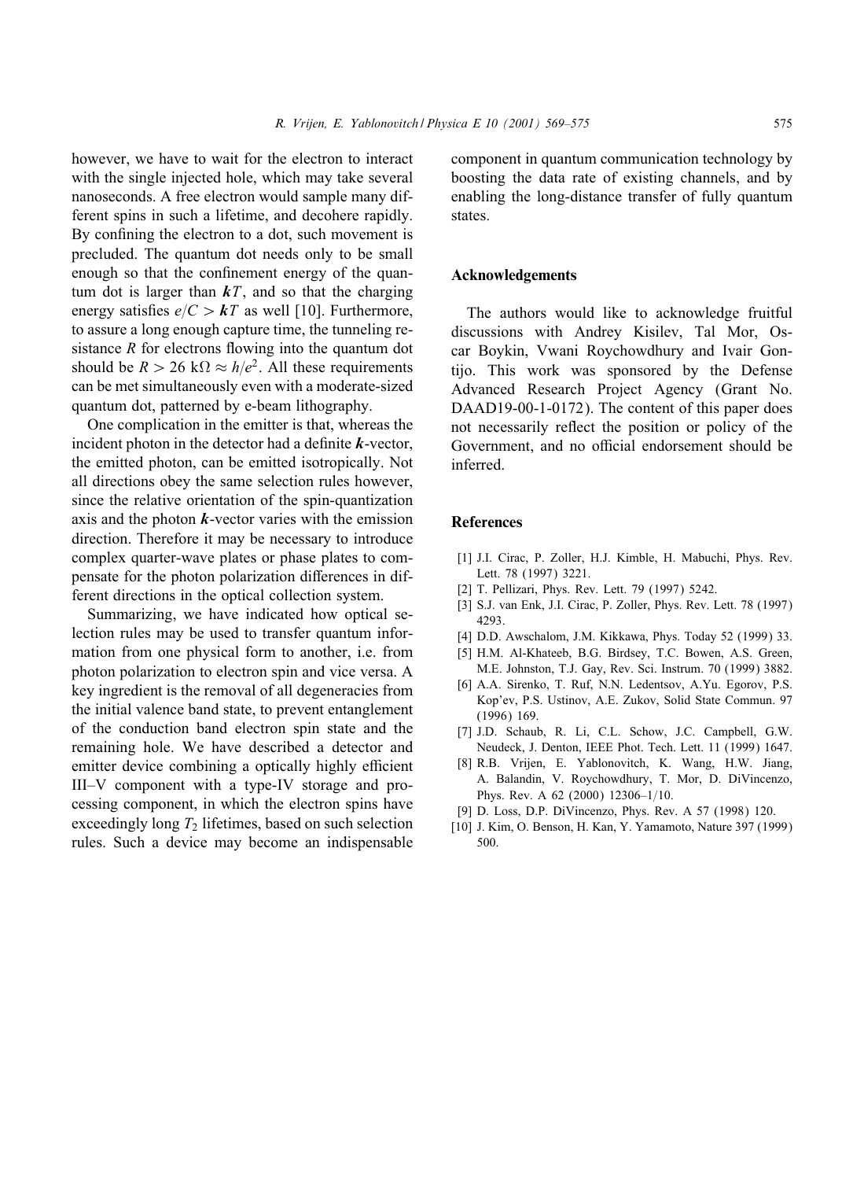however, we have to wait for the electron to interact with the single injected hole, which may take several nanoseconds. A free electron would sample many different spins in such a lifetime, and decohere rapidly. By confining the electron to a dot, such movement is precluded. The quantum dot needs only to be small enough so that the confinement energy of the quantum dot is larger than $\boldsymbol{k}T$, and so that the charging energy satisfies $e/C > \boldsymbol{k}T$ as well [10]. Furthermore, to assure a long enough capture time, the tunneling resistance $R$ for electrons flowing into the quantum dot should be $R > 26\ \mathrm{k}\Omega \approx h/e^2$. All these requirements can be met simultaneously even with a moderate-sized quantum dot, patterned by e-beam lithography.

One complication in the emitter is that, whereas the incident photon in the detector had a definite $\boldsymbol{k}$-vector, the emitted photon, can be emitted isotropically. Not all directions obey the same selection rules however, since the relative orientation of the spin-quantization axis and the photon $\boldsymbol{k}$-vector varies with the emission direction. Therefore it may be necessary to introduce complex quarter-wave plates or phase plates to compensate for the photon polarization differences in different directions in the optical collection system.

Summarizing, we have indicated how optical selection rules may be used to transfer quantum information from one physical form to another, i.e. from photon polarization to electron spin and vice versa. A key ingredient is the removal of all degeneracies from the initial valence band state, to prevent entanglement of the conduction band electron spin state and the remaining hole. We have described a detector and emitter device combining a optically highly efficient III–V component with a type-IV storage and processing component, in which the electron spins have exceedingly long $T_2$ lifetimes, based on such selection rules. Such a device may become an indispensable component in quantum communication technology by boosting the data rate of existing channels, and by enabling the long-distance transfer of fully quantum states.

## Acknowledgements

The authors would like to acknowledge fruitful discussions with Andrey Kisilev, Tal Mor, Oscar Boykin, Vwani Roychowdhury and Ivair Gontijo. This work was sponsored by the Defense Advanced Research Project Agency (Grant No. DAAD19-00-1-0172). The content of this paper does not necessarily reflect the position or policy of the Government, and no official endorsement should be inferred.

## References

[1] J.I. Cirac, P. Zoller, H.J. Kimble, H. Mabuchi, Phys. Rev. Lett. 78 (1997) 3221.

[2] T. Pellizari, Phys. Rev. Lett. 79 (1997) 5242.

[3] S.J. van Enk, J.I. Cirac, P. Zoller, Phys. Rev. Lett. 78 (1997) 4293.

[4] D.D. Awschalom, J.M. Kikkawa, Phys. Today 52 (1999) 33.

[5] H.M. Al-Khateeb, B.G. Birdsey, T.C. Bowen, A.S. Green, M.E. Johnston, T.J. Gay, Rev. Sci. Instrum. 70 (1999) 3882.

[6] A.A. Sirenko, T. Ruf, N.N. Ledentsov, A.Yu. Egorov, P.S. Kop'ev, P.S. Ustinov, A.E. Zukov, Solid State Commun. 97 (1996) 169.

[7] J.D. Schaub, R. Li, C.L. Schow, J.C. Campbell, G.W. Neudeck, J. Denton, IEEE Phot. Tech. Lett. 11 (1999) 1647.

[8] R.B. Vrijen, E. Yablonovitch, K. Wang, H.W. Jiang, A. Balandin, V. Roychowdhury, T. Mor, D. DiVincenzo, Phys. Rev. A 62 (2000) 12306–1/10.

[9] D. Loss, D.P. DiVincenzo, Phys. Rev. A 57 (1998) 120.

[10] J. Kim, O. Benson, H. Kan, Y. Yamamoto, Nature 397 (1999) 500.